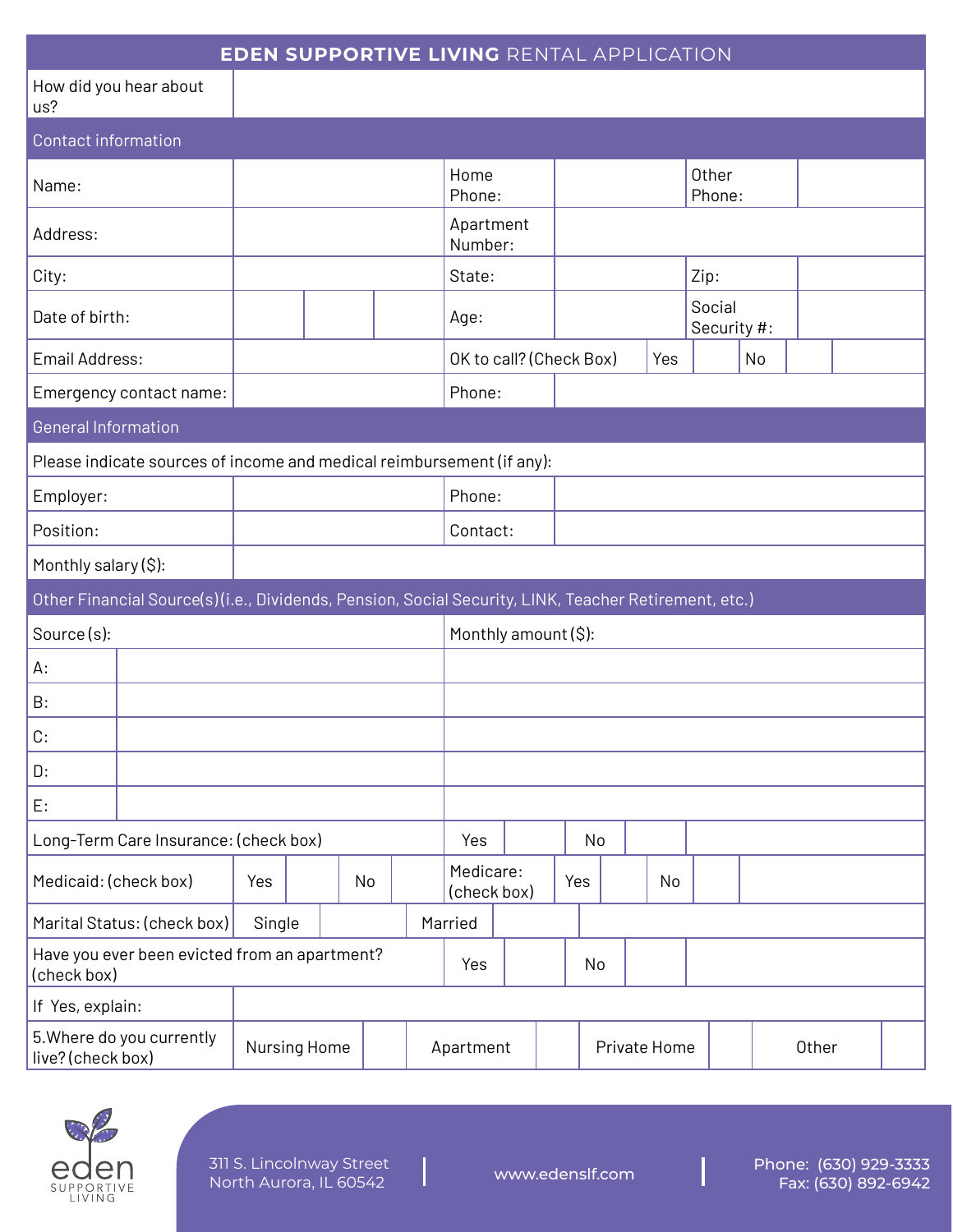# EDEN SUPPORTIVE LIVING RENTAL APPLICATION

| How did you hear about us? | |
|---|---|

## Contact information

| | | | | | |
|---|---|---|---|---|---|
| Name: | | Home Phone: | | Other Phone: | |
| Address: | | Apartment Number: | | | |
| City: | | State: | | Zip: | |
| Date of birth: | | Age: | | Social Security #: | |
| Email Address: | | OK to call? (Check Box) | Yes | No | |
| Emergency contact name: | | Phone: | | | |

## General Information

Please indicate sources of income and medical reimbursement (if any):

| | | | |
|---|---|---|---|
| Employer: | | Phone: | |
| Position: | | Contact: | |
| Monthly salary ($): | | | |

## Other Financial Source(s) (i.e., Dividends, Pension, Social Security, LINK, Teacher Retirement, etc.)

| Source (s): | | Monthly amount ($): |
|---|---|---|
| A: | | |
| B: | | |
| C: | | |
| D: | | |
| E: | | |

| | | | | | | | | |
|---|---|---|---|---|---|---|---|---|
| Long-Term Care Insurance: (check box) | Yes | | No | | | | | |
| Medicaid: (check box) | Yes | | No | | Medicare: (check box) | Yes | | No |
| Marital Status: (check box) | Single | | Married | | | | | |
| Have you ever been evicted from an apartment? (check box) | Yes | | No | | | | | |
| If Yes, explain: | | | | | | | | |
| 5. Where do you currently live? (check box) | Nursing Home | | Apartment | | Private Home | | Other | |

311 S. Lincolnway Street
North Aurora, IL 60542

www.edenslf.com

Phone: (630) 929-3333
Fax: (630) 892-6942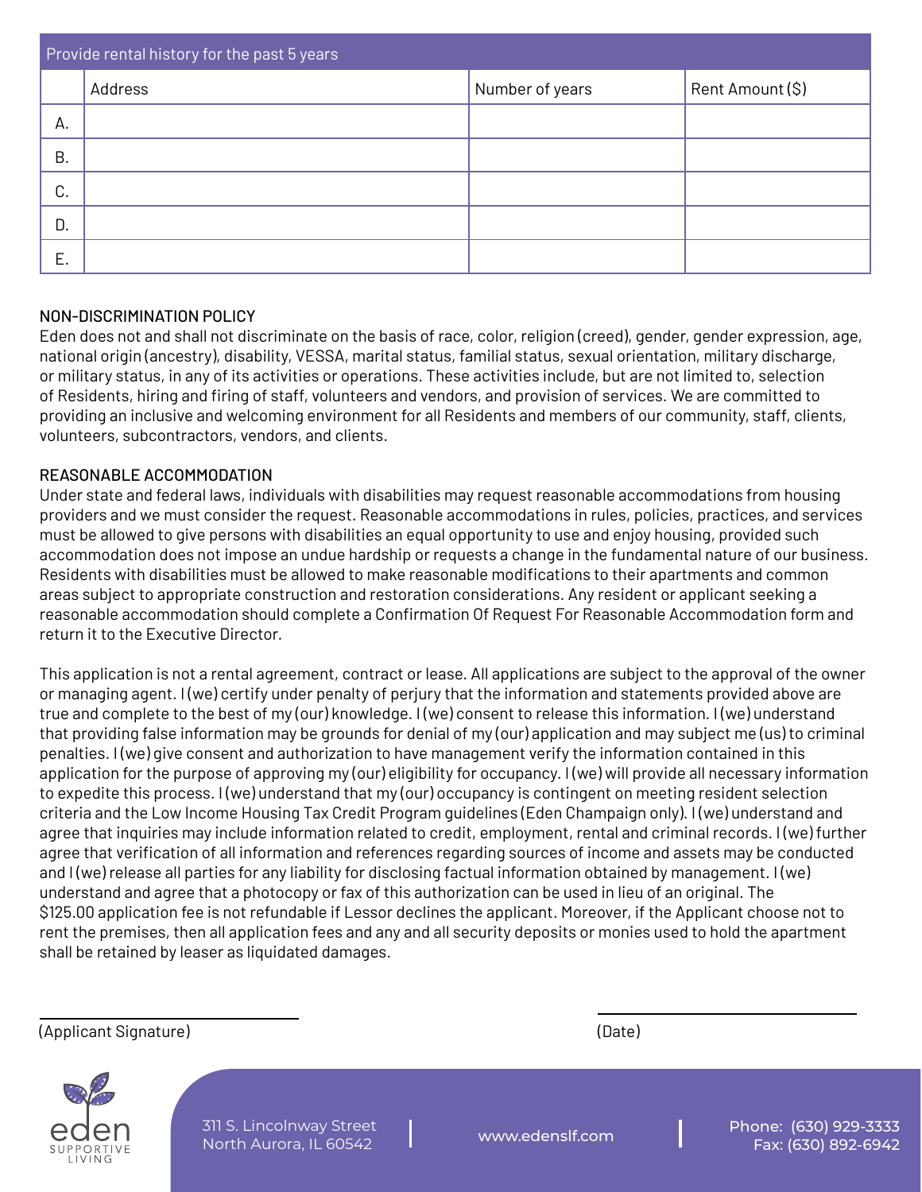| Provide rental history for the past 5 years | | | |
|---|---|---|---|
| | Address | Number of years | Rent Amount ($) |
| A. | | | |
| B. | | | |
| C. | | | |
| D. | | | |
| E. | | | |

NON-DISCRIMINATION POLICY

Eden does not and shall not discriminate on the basis of race, color, religion (creed), gender, gender expression, age, national origin (ancestry), disability, VESSA, marital status, familial status, sexual orientation, military discharge, or military status, in any of its activities or operations. These activities include, but are not limited to, selection of Residents, hiring and firing of staff, volunteers and vendors, and provision of services. We are committed to providing an inclusive and welcoming environment for all Residents and members of our community, staff, clients, volunteers, subcontractors, vendors, and clients.

REASONABLE ACCOMMODATION

Under state and federal laws, individuals with disabilities may request reasonable accommodations from housing providers and we must consider the request. Reasonable accommodations in rules, policies, practices, and services must be allowed to give persons with disabilities an equal opportunity to use and enjoy housing, provided such accommodation does not impose an undue hardship or requests a change in the fundamental nature of our business. Residents with disabilities must be allowed to make reasonable modifications to their apartments and common areas subject to appropriate construction and restoration considerations. Any resident or applicant seeking a reasonable accommodation should complete a Confirmation Of Request For Reasonable Accommodation form and return it to the Executive Director.

This application is not a rental agreement, contract or lease. All applications are subject to the approval of the owner or managing agent. I (we) certify under penalty of perjury that the information and statements provided above are true and complete to the best of my (our) knowledge. I (we) consent to release this information. I (we) understand that providing false information may be grounds for denial of my (our) application and may subject me (us) to criminal penalties. I (we) give consent and authorization to have management verify the information contained in this application for the purpose of approving my (our) eligibility for occupancy. I (we) will provide all necessary information to expedite this process. I (we) understand that my (our) occupancy is contingent on meeting resident selection criteria and the Low Income Housing Tax Credit Program guidelines (Eden Champaign only). I (we) understand and agree that inquiries may include information related to credit, employment, rental and criminal records. I (we) further agree that verification of all information and references regarding sources of income and assets may be conducted and I (we) release all parties for any liability for disclosing factual information obtained by management. I (we) understand and agree that a photocopy or fax of this authorization can be used in lieu of an original. The $125.00 application fee is not refundable if Lessor declines the applicant. Moreover, if the Applicant choose not to rent the premises, then all application fees and any and all security deposits or monies used to hold the apartment shall be retained by leaser as liquidated damages.

\_\_\_\_\_\_\_\_\_\_\_\_\_\_\_\_\_\_\_\_\_\_\_\_\_\_\_\_\_\_\_\_  
(Applicant Signature)

\_\_\_\_\_\_\_\_\_\_\_\_\_\_\_\_\_\_\_\_\_\_\_\_\_\_\_\_\_\_\_\_  
(Date)

eden SUPPORTIVE LIVING

311 S. Lincolnway Street  
North Aurora, IL 60542

www.edenslf.com

Phone: (630) 929-3333  
Fax: (630) 892-6942